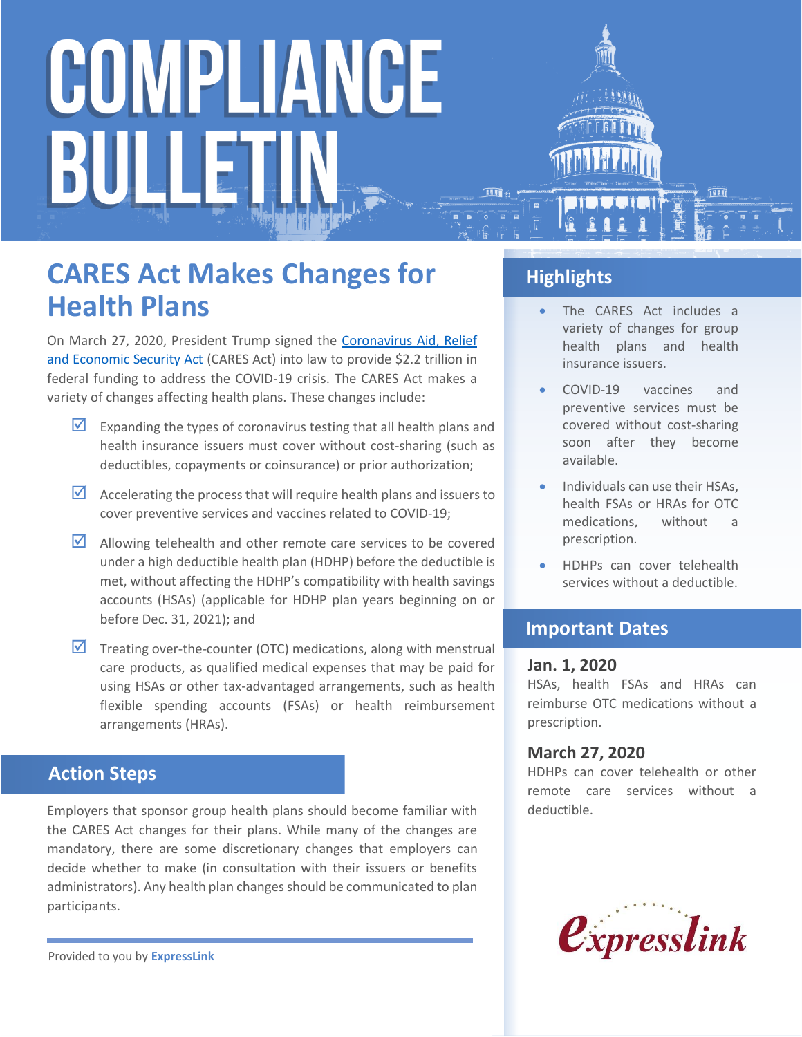# COMPLIANCE BULLETIN

## CARES Act Makes Changes for Health Plans

On March 27, 2020, President Trump signed the [Coronavirus Aid, Relief and Economic Security Act]() (CARES Act) into law to provide $2.2 trillion in federal funding to address the COVID-19 crisis. The CARES Act makes a variety of changes affecting health plans. These changes include:

- ☑ Expanding the types of coronavirus testing that all health plans and health insurance issuers must cover without cost-sharing (such as deductibles, copayments or coinsurance) or prior authorization;
- ☑ Accelerating the process that will require health plans and issuers to cover preventive services and vaccines related to COVID-19;
- ☑ Allowing telehealth and other remote care services to be covered under a high deductible health plan (HDHP) before the deductible is met, without affecting the HDHP's compatibility with health savings accounts (HSAs) (applicable for HDHP plan years beginning on or before Dec. 31, 2021); and
- ☑ Treating over-the-counter (OTC) medications, along with menstrual care products, as qualified medical expenses that may be paid for using HSAs or other tax-advantaged arrangements, such as health flexible spending accounts (FSAs) or health reimbursement arrangements (HRAs).

## Action Steps

Employers that sponsor group health plans should become familiar with the CARES Act changes for their plans. While many of the changes are mandatory, there are some discretionary changes that employers can decide whether to make (in consultation with their issuers or benefits administrators). Any health plan changes should be communicated to plan participants.

Provided to you by **ExpressLink**

## Highlights

- The CARES Act includes a variety of changes for group health plans and health insurance issuers.
- COVID-19 vaccines and preventive services must be covered without cost-sharing soon after they become available.
- Individuals can use their HSAs, health FSAs or HRAs for OTC medications, without a prescription.
- HDHPs can cover telehealth services without a deductible.

## Important Dates

### Jan. 1, 2020

HSAs, health FSAs and HRAs can reimburse OTC medications without a prescription.

### March 27, 2020

HDHPs can cover telehealth or other remote care services without a deductible.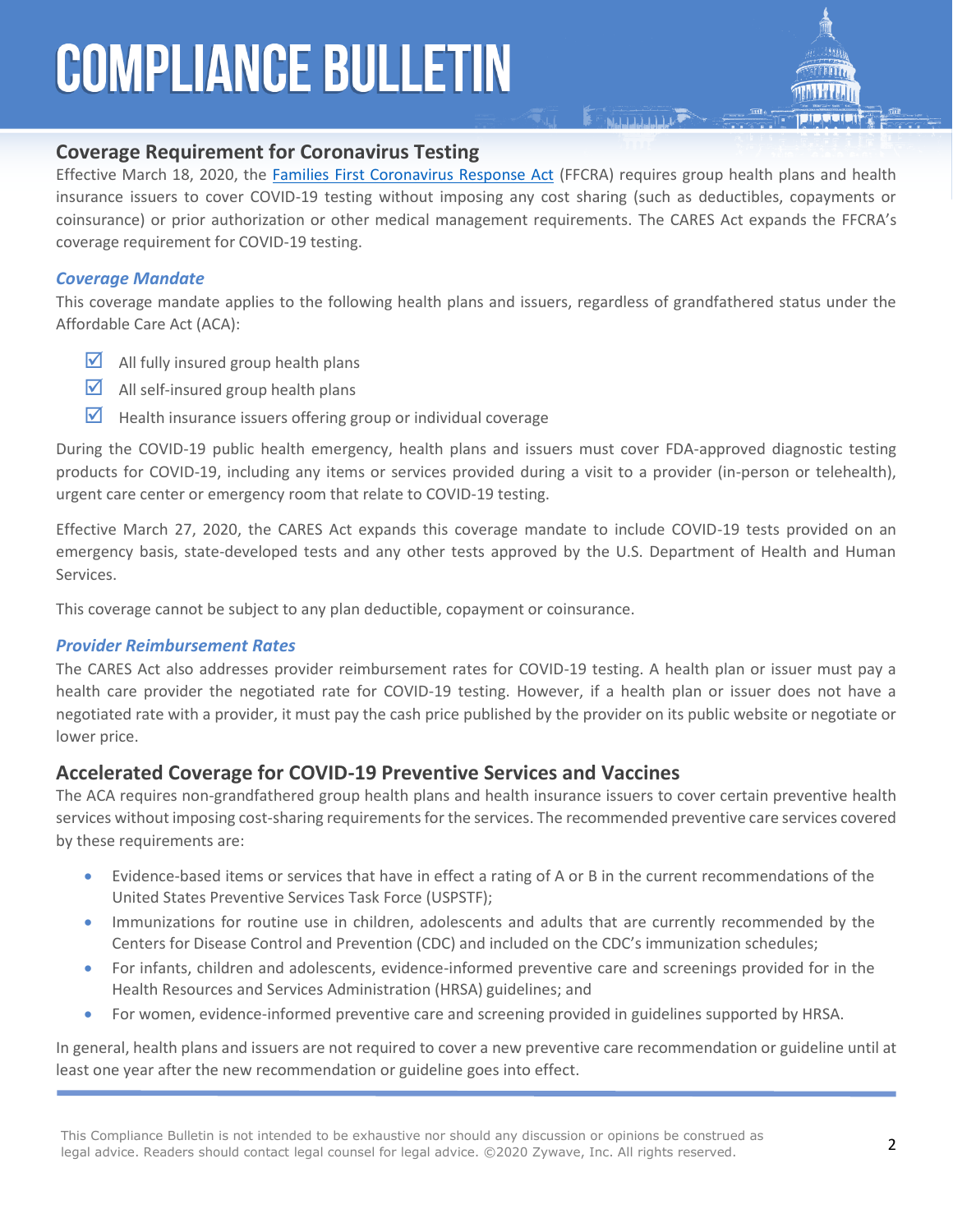## Coverage Requirement for Coronavirus Testing

Effective March 18, 2020, the [Families First Coronavirus Response Act](#) (FFCRA) requires group health plans and health insurance issuers to cover COVID-19 testing without imposing any cost sharing (such as deductibles, copayments or coinsurance) or prior authorization or other medical management requirements. The CARES Act expands the FFCRA's coverage requirement for COVID-19 testing.

### *Coverage Mandate*

This coverage mandate applies to the following health plans and issuers, regardless of grandfathered status under the Affordable Care Act (ACA):

- [x] All fully insured group health plans
- [x] All self-insured group health plans
- [x] Health insurance issuers offering group or individual coverage

During the COVID-19 public health emergency, health plans and issuers must cover FDA-approved diagnostic testing products for COVID-19, including any items or services provided during a visit to a provider (in-person or telehealth), urgent care center or emergency room that relate to COVID-19 testing.

Effective March 27, 2020, the CARES Act expands this coverage mandate to include COVID-19 tests provided on an emergency basis, state-developed tests and any other tests approved by the U.S. Department of Health and Human Services.

This coverage cannot be subject to any plan deductible, copayment or coinsurance.

### *Provider Reimbursement Rates*

The CARES Act also addresses provider reimbursement rates for COVID-19 testing. A health plan or issuer must pay a health care provider the negotiated rate for COVID-19 testing. However, if a health plan or issuer does not have a negotiated rate with a provider, it must pay the cash price published by the provider on its public website or negotiate or lower price.

## Accelerated Coverage for COVID-19 Preventive Services and Vaccines

The ACA requires non-grandfathered group health plans and health insurance issuers to cover certain preventive health services without imposing cost-sharing requirements for the services. The recommended preventive care services covered by these requirements are:

- Evidence-based items or services that have in effect a rating of A or B in the current recommendations of the United States Preventive Services Task Force (USPSTF);
- Immunizations for routine use in children, adolescents and adults that are currently recommended by the Centers for Disease Control and Prevention (CDC) and included on the CDC's immunization schedules;
- For infants, children and adolescents, evidence-informed preventive care and screenings provided for in the Health Resources and Services Administration (HRSA) guidelines; and
- For women, evidence-informed preventive care and screening provided in guidelines supported by HRSA.

In general, health plans and issuers are not required to cover a new preventive care recommendation or guideline until at least one year after the new recommendation or guideline goes into effect.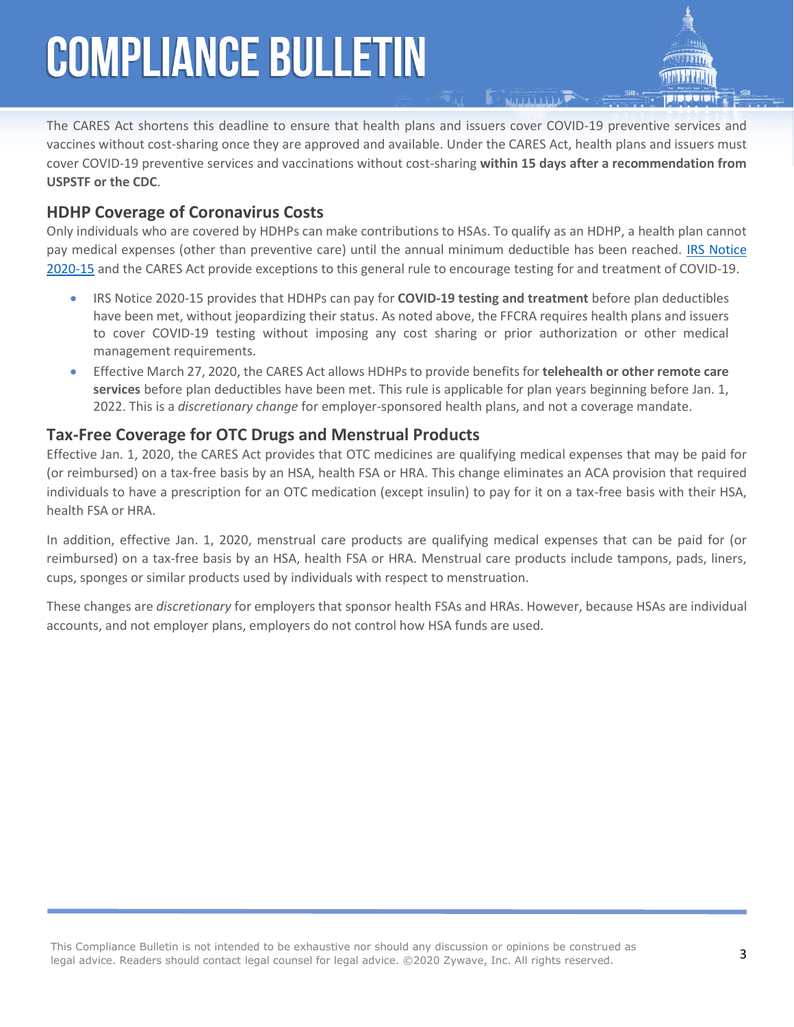The CARES Act shortens this deadline to ensure that health plans and issuers cover COVID-19 preventive services and vaccines without cost-sharing once they are approved and available. Under the CARES Act, health plans and issuers must cover COVID-19 preventive services and vaccinations without cost-sharing **within 15 days after a recommendation from USPSTF or the CDC**.

## HDHP Coverage of Coronavirus Costs

Only individuals who are covered by HDHPs can make contributions to HSAs. To qualify as an HDHP, a health plan cannot pay medical expenses (other than preventive care) until the annual minimum deductible has been reached. IRS Notice 2020-15 and the CARES Act provide exceptions to this general rule to encourage testing for and treatment of COVID-19.

- IRS Notice 2020-15 provides that HDHPs can pay for **COVID-19 testing and treatment** before plan deductibles have been met, without jeopardizing their status. As noted above, the FFCRA requires health plans and issuers to cover COVID-19 testing without imposing any cost sharing or prior authorization or other medical management requirements.
- Effective March 27, 2020, the CARES Act allows HDHPs to provide benefits for **telehealth or other remote care services** before plan deductibles have been met. This rule is applicable for plan years beginning before Jan. 1, 2022. This is a *discretionary change* for employer-sponsored health plans, and not a coverage mandate.

## Tax-Free Coverage for OTC Drugs and Menstrual Products

Effective Jan. 1, 2020, the CARES Act provides that OTC medicines are qualifying medical expenses that may be paid for (or reimbursed) on a tax-free basis by an HSA, health FSA or HRA. This change eliminates an ACA provision that required individuals to have a prescription for an OTC medication (except insulin) to pay for it on a tax-free basis with their HSA, health FSA or HRA.

In addition, effective Jan. 1, 2020, menstrual care products are qualifying medical expenses that can be paid for (or reimbursed) on a tax-free basis by an HSA, health FSA or HRA. Menstrual care products include tampons, pads, liners, cups, sponges or similar products used by individuals with respect to menstruation.

These changes are *discretionary* for employers that sponsor health FSAs and HRAs. However, because HSAs are individual accounts, and not employer plans, employers do not control how HSA funds are used.